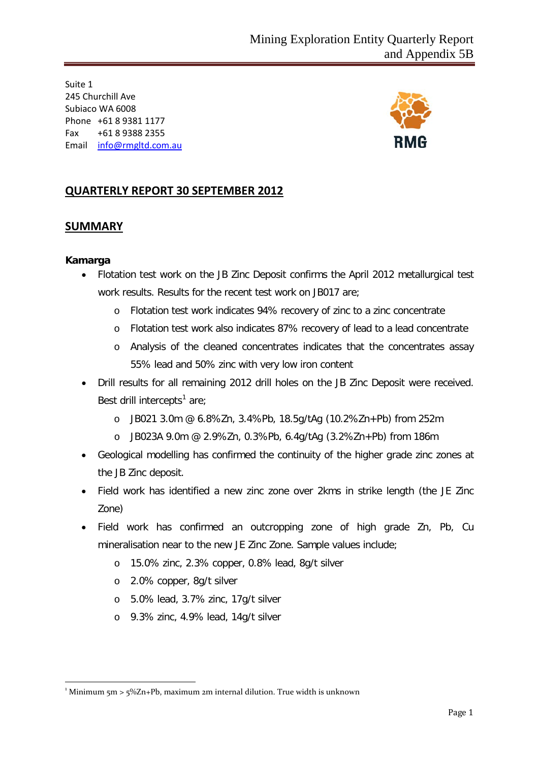Suite 1
245 Churchill Ave
Subiaco WA 6008
Phone +61 8 9381 1177
Fax +61 8 9388 2355
Email info@rmgltd.com.au

RMG

## QUARTERLY REPORT 30 SEPTEMBER 2012

## SUMMARY

### Kamarga

- Flotation test work on the JB Zinc Deposit confirms the April 2012 metallurgical test work results. Results for the recent test work on JB017 are;
  - Flotation test work indicates 94% recovery of zinc to a zinc concentrate
  - Flotation test work also indicates 87% recovery of lead to a lead concentrate
  - Analysis of the cleaned concentrates indicates that the concentrates assay 55% lead and 50% zinc with very low iron content
- Drill results for all remaining 2012 drill holes on the JB Zinc Deposit were received. Best drill intercepts[1] are;
  - JB021 3.0m @ 6.8%Zn, 3.4%Pb, 18.5g/tAg (10.2%Zn+Pb) from 252m
  - JB023A 9.0m @ 2.9%Zn, 0.3%Pb, 6.4g/tAg (3.2%Zn+Pb) from 186m
- Geological modelling has confirmed the continuity of the higher grade zinc zones at the JB Zinc deposit.
- Field work has identified a new zinc zone over 2kms in strike length (the JE Zinc Zone)
- Field work has confirmed an outcropping zone of high grade Zn, Pb, Cu mineralisation near to the new JE Zinc Zone. Sample values include;
  - 15.0% zinc, 2.3% copper, 0.8% lead, 8g/t silver
  - 2.0% copper, 8g/t silver
  - 5.0% lead, 3.7% zinc, 17g/t silver
  - 9.3% zinc, 4.9% lead, 14g/t silver

[1] Minimum 5m > 5%Zn+Pb, maximum 2m internal dilution. True width is unknown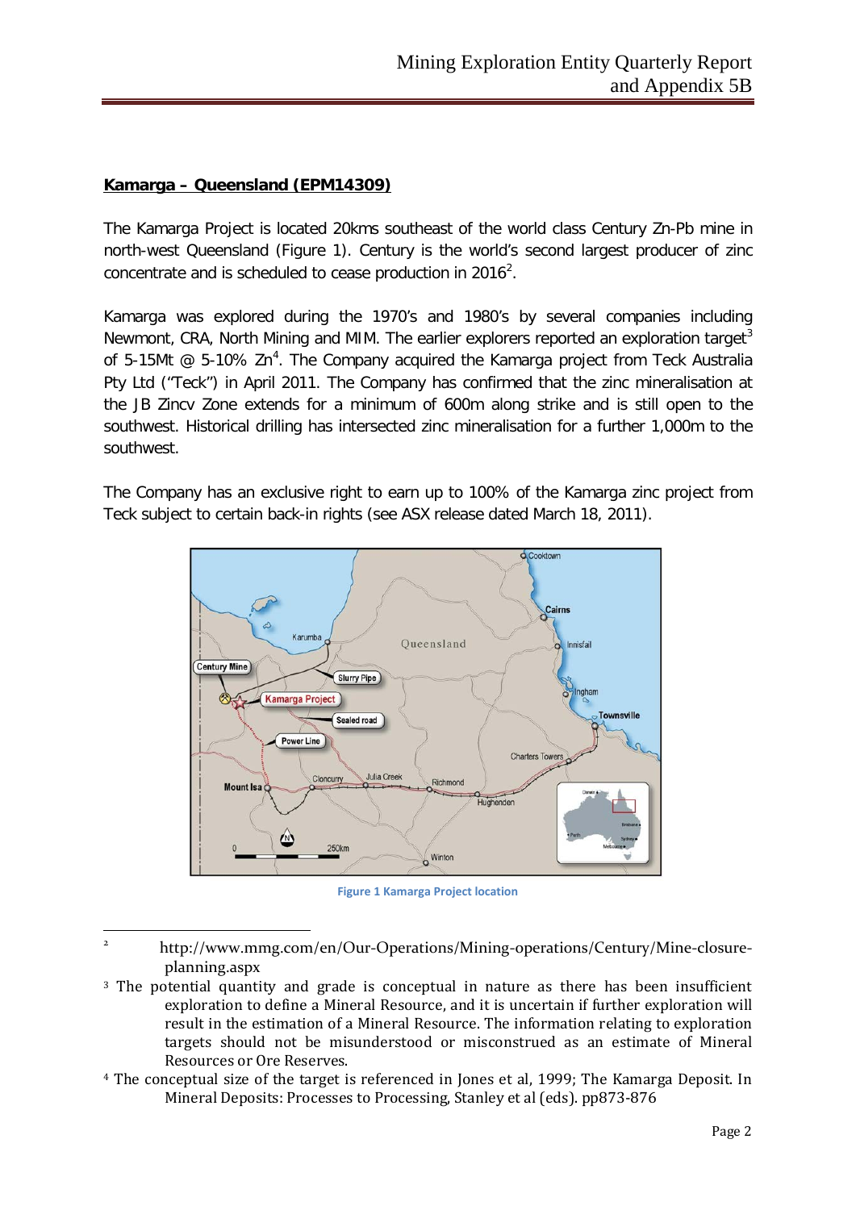**Kamarga – Queensland (EPM14309)**

The Kamarga Project is located 20kms southeast of the world class Century Zn-Pb mine in north-west Queensland (Figure 1). Century is the world's second largest producer of zinc concentrate and is scheduled to cease production in 2016[2].

Kamarga was explored during the 1970's and 1980's by several companies including Newmont, CRA, North Mining and MIM. The earlier explorers reported an exploration target[3] of 5-15Mt @ 5-10% Zn[4]. The Company acquired the Kamarga project from Teck Australia Pty Ltd ("Teck") in April 2011. The Company has confirmed that the zinc mineralisation at the JB Zincv Zone extends for a minimum of 600m along strike and is still open to the southwest. Historical drilling has intersected zinc mineralisation for a further 1,000m to the southwest.

The Company has an exclusive right to earn up to 100% of the Kamarga zinc project from Teck subject to certain back-in rights (see ASX release dated March 18, 2011).

Figure 1 Kamarga Project location

---

[2] http://www.mmg.com/en/Our-Operations/Mining-operations/Century/Mine-closure-planning.aspx

[3] The potential quantity and grade is conceptual in nature as there has been insufficient exploration to define a Mineral Resource, and it is uncertain if further exploration will result in the estimation of a Mineral Resource. The information relating to exploration targets should not be misunderstood or misconstrued as an estimate of Mineral Resources or Ore Reserves.

[4] The conceptual size of the target is referenced in Jones et al, 1999; The Kamarga Deposit. In Mineral Deposits: Processes to Processing, Stanley et al (eds). pp873-876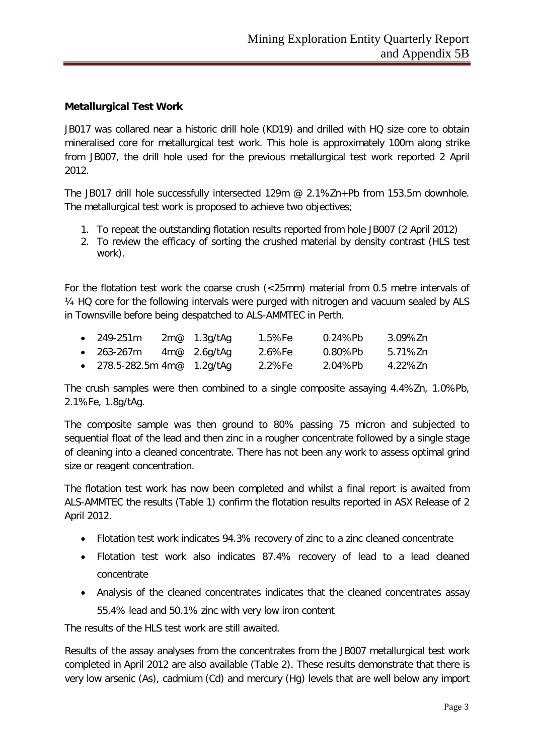**Metallurgical Test Work**

JB017 was collared near a historic drill hole (KD19) and drilled with HQ size core to obtain mineralised core for metallurgical test work. This hole is approximately 100m along strike from JB007, the drill hole used for the previous metallurgical test work reported 2 April 2012.

The JB017 drill hole successfully intersected 129m @ 2.1%Zn+Pb from 153.5m downhole. The metallurgical test work is proposed to achieve two objectives;

1. To repeat the outstanding flotation results reported from hole JB007 (2 April 2012)
2. To review the efficacy of sorting the crushed material by density contrast (HLS test work).

For the flotation test work the coarse crush (<25mm) material from 0.5 metre intervals of ¼ HQ core for the following intervals were purged with nitrogen and vacuum sealed by ALS in Townsville before being despatched to ALS-AMMTEC in Perth.

- 249-251m 2m@ 1.3g/tAg 1.5%Fe 0.24%Pb 3.09%Zn
- 263-267m 4m@ 2.6g/tAg 2.6%Fe 0.80%Pb 5.71%Zn
- 278.5-282.5m 4m@ 1.2g/tAg 2.2%Fe 2.04%Pb 4.22%Zn

The crush samples were then combined to a single composite assaying 4.4%Zn, 1.0%Pb, 2.1%Fe, 1.8g/tAg.

The composite sample was then ground to 80% passing 75 micron and subjected to sequential float of the lead and then zinc in a rougher concentrate followed by a single stage of cleaning into a cleaned concentrate. There has not been any work to assess optimal grind size or reagent concentration.

The flotation test work has now been completed and whilst a final report is awaited from ALS-AMMTEC the results (Table 1) confirm the flotation results reported in ASX Release of 2 April 2012.

- Flotation test work indicates 94.3% recovery of zinc to a zinc cleaned concentrate
- Flotation test work also indicates 87.4% recovery of lead to a lead cleaned concentrate
- Analysis of the cleaned concentrates indicates that the cleaned concentrates assay 55.4% lead and 50.1% zinc with very low iron content

The results of the HLS test work are still awaited.

Results of the assay analyses from the concentrates from the JB007 metallurgical test work completed in April 2012 are also available (Table 2). These results demonstrate that there is very low arsenic (As), cadmium (Cd) and mercury (Hg) levels that are well below any import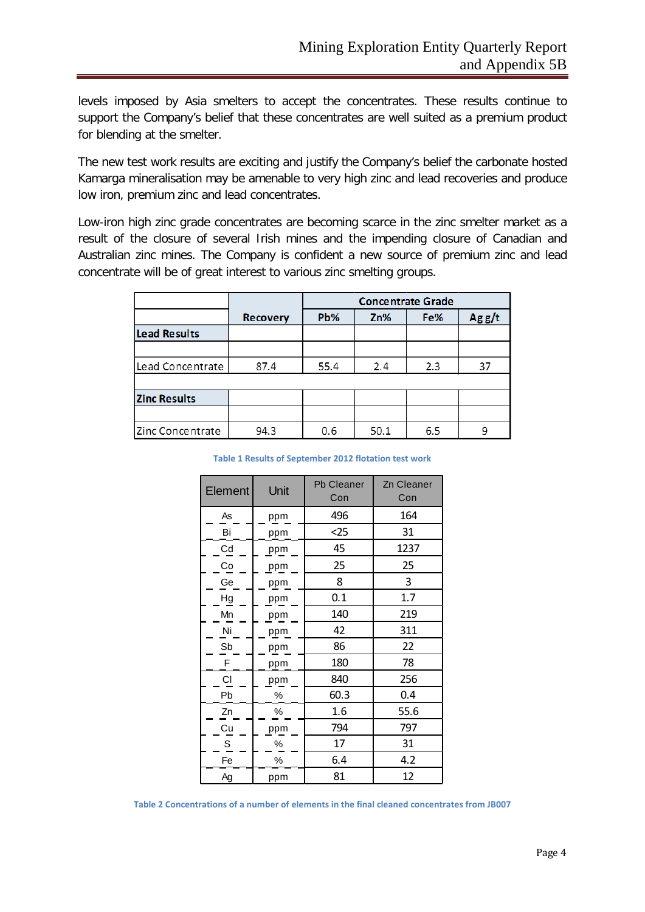levels imposed by Asia smelters to accept the concentrates. These results continue to support the Company's belief that these concentrates are well suited as a premium product for blending at the smelter.

The new test work results are exciting and justify the Company's belief the carbonate hosted Kamarga mineralisation may be amenable to very high zinc and lead recoveries and produce low iron, premium zinc and lead concentrates.

Low-iron high zinc grade concentrates are becoming scarce in the zinc smelter market as a result of the closure of several Irish mines and the impending closure of Canadian and Australian zinc mines. The Company is confident a new source of premium zinc and lead concentrate will be of great interest to various zinc smelting groups.

| | Recovery | Concentrate Grade | | | |
|---|---|---|---|---|---|
| | | Pb% | Zn% | Fe% | Ag g/t |
| **Lead Results** | | | | | |
| | | | | | |
| Lead Concentrate | 87.4 | 55.4 | 2.4 | 2.3 | 37 |
| | | | | | |
| **Zinc Results** | | | | | |
| | | | | | |
| Zinc Concentrate | 94.3 | 0.6 | 50.1 | 6.5 | 9 |

Table 1 Results of September 2012 flotation test work

| Element | Unit | Pb Cleaner Con | Zn Cleaner Con |
|---|---|---|---|
| As | ppm | 496 | 164 |
| Bi | ppm | <25 | 31 |
| Cd | ppm | 45 | 1237 |
| Co | ppm | 25 | 25 |
| Ge | ppm | 8 | 3 |
| Hg | ppm | 0.1 | 1.7 |
| Mn | ppm | 140 | 219 |
| Ni | ppm | 42 | 311 |
| Sb | ppm | 86 | 22 |
| F | ppm | 180 | 78 |
| Cl | ppm | 840 | 256 |
| Pb | % | 60.3 | 0.4 |
| Zn | % | 1.6 | 55.6 |
| Cu | ppm | 794 | 797 |
| S | % | 17 | 31 |
| Fe | % | 6.4 | 4.2 |
| Ag | ppm | 81 | 12 |

Table 2 Concentrations of a number of elements in the final cleaned concentrates from JB007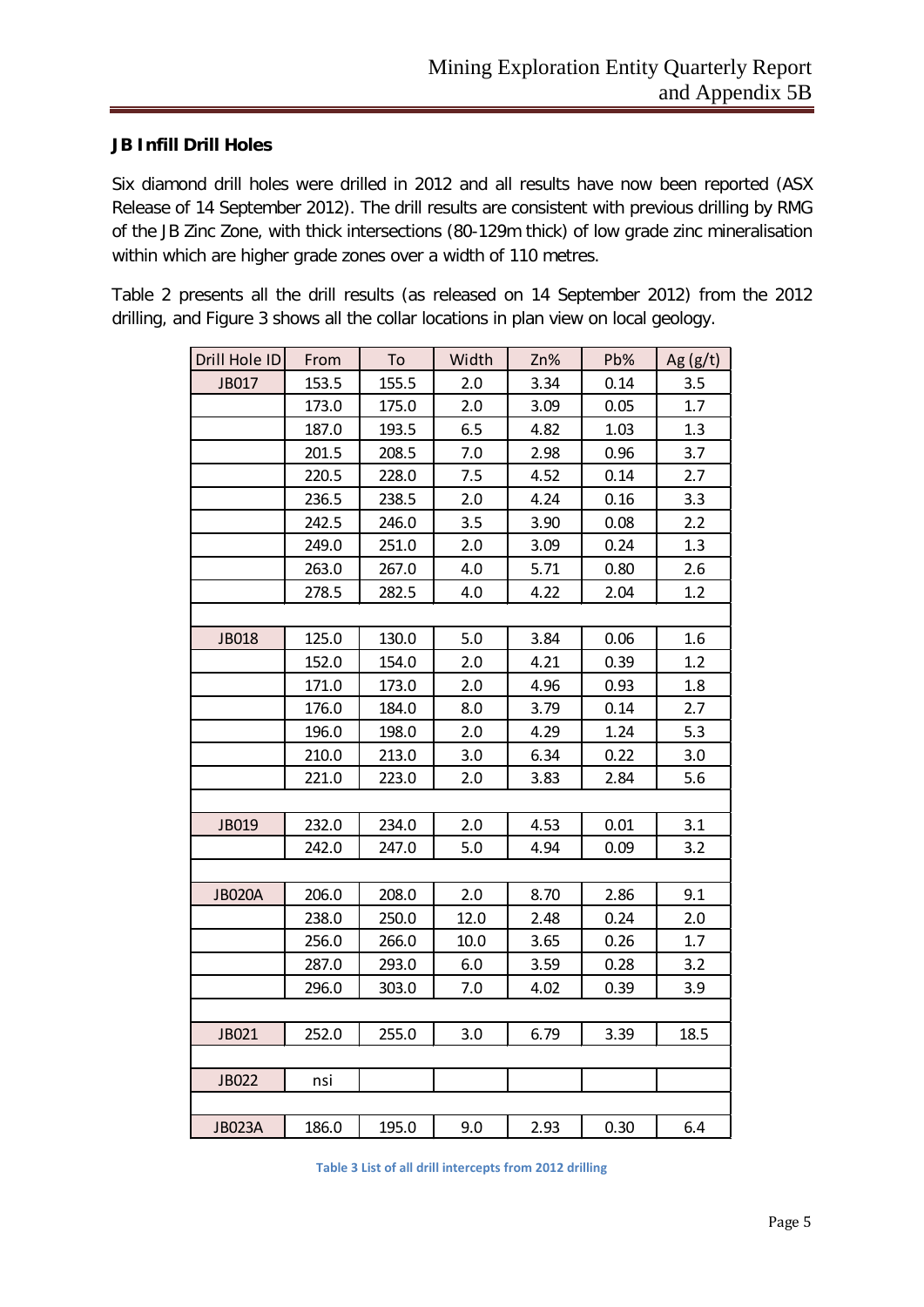### JB Infill Drill Holes

Six diamond drill holes were drilled in 2012 and all results have now been reported (ASX Release of 14 September 2012). The drill results are consistent with previous drilling by RMG of the JB Zinc Zone, with thick intersections (80-129m thick) of low grade zinc mineralisation within which are higher grade zones over a width of 110 metres.

Table 2 presents all the drill results (as released on 14 September 2012) from the 2012 drilling, and Figure 3 shows all the collar locations in plan view on local geology.

| Drill Hole ID | From | To | Width | Zn% | Pb% | Ag (g/t) |
|---|---|---|---|---|---|---|
| JB017 | 153.5 | 155.5 | 2.0 | 3.34 | 0.14 | 3.5 |
| | 173.0 | 175.0 | 2.0 | 3.09 | 0.05 | 1.7 |
| | 187.0 | 193.5 | 6.5 | 4.82 | 1.03 | 1.3 |
| | 201.5 | 208.5 | 7.0 | 2.98 | 0.96 | 3.7 |
| | 220.5 | 228.0 | 7.5 | 4.52 | 0.14 | 2.7 |
| | 236.5 | 238.5 | 2.0 | 4.24 | 0.16 | 3.3 |
| | 242.5 | 246.0 | 3.5 | 3.90 | 0.08 | 2.2 |
| | 249.0 | 251.0 | 2.0 | 3.09 | 0.24 | 1.3 |
| | 263.0 | 267.0 | 4.0 | 5.71 | 0.80 | 2.6 |
| | 278.5 | 282.5 | 4.0 | 4.22 | 2.04 | 1.2 |
| | | | | | | |
| JB018 | 125.0 | 130.0 | 5.0 | 3.84 | 0.06 | 1.6 |
| | 152.0 | 154.0 | 2.0 | 4.21 | 0.39 | 1.2 |
| | 171.0 | 173.0 | 2.0 | 4.96 | 0.93 | 1.8 |
| | 176.0 | 184.0 | 8.0 | 3.79 | 0.14 | 2.7 |
| | 196.0 | 198.0 | 2.0 | 4.29 | 1.24 | 5.3 |
| | 210.0 | 213.0 | 3.0 | 6.34 | 0.22 | 3.0 |
| | 221.0 | 223.0 | 2.0 | 3.83 | 2.84 | 5.6 |
| | | | | | | |
| JB019 | 232.0 | 234.0 | 2.0 | 4.53 | 0.01 | 3.1 |
| | 242.0 | 247.0 | 5.0 | 4.94 | 0.09 | 3.2 |
| | | | | | | |
| JB020A | 206.0 | 208.0 | 2.0 | 8.70 | 2.86 | 9.1 |
| | 238.0 | 250.0 | 12.0 | 2.48 | 0.24 | 2.0 |
| | 256.0 | 266.0 | 10.0 | 3.65 | 0.26 | 1.7 |
| | 287.0 | 293.0 | 6.0 | 3.59 | 0.28 | 3.2 |
| | 296.0 | 303.0 | 7.0 | 4.02 | 0.39 | 3.9 |
| | | | | | | |
| JB021 | 252.0 | 255.0 | 3.0 | 6.79 | 3.39 | 18.5 |
| | | | | | | |
| JB022 | nsi | | | | | |
| | | | | | | |
| JB023A | 186.0 | 195.0 | 9.0 | 2.93 | 0.30 | 6.4 |

Table 3 List of all drill intercepts from 2012 drilling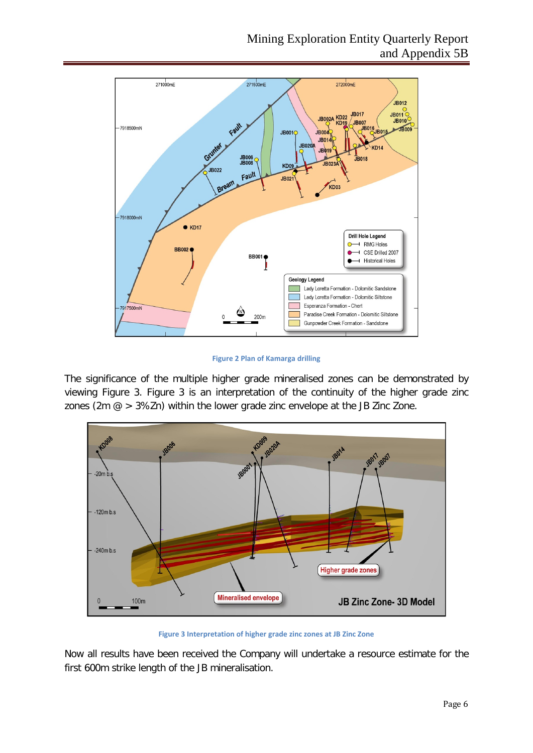Figure 2 Plan of Kamarga drilling

The significance of the multiple higher grade mineralised zones can be demonstrated by viewing Figure 3. Figure 3 is an interpretation of the continuity of the higher grade zinc zones (2m @ > 3%Zn) within the lower grade zinc envelope at the JB Zinc Zone.

Figure 3 Interpretation of higher grade zinc zones at JB Zinc Zone

Now all results have been received the Company will undertake a resource estimate for the first 600m strike length of the JB mineralisation.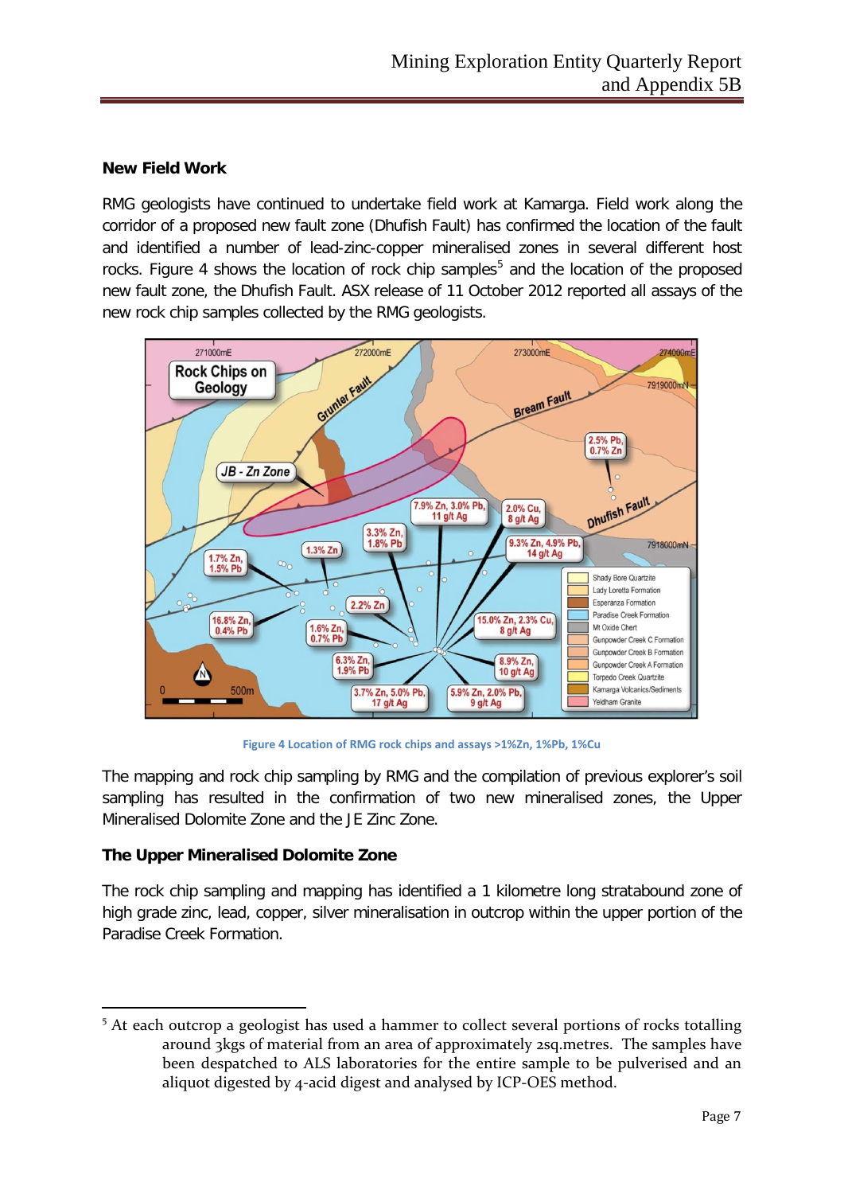## New Field Work

RMG geologists have continued to undertake field work at Kamarga. Field work along the corridor of a proposed new fault zone (Dhufish Fault) has confirmed the location of the fault and identified a number of lead-zinc-copper mineralised zones in several different host rocks. Figure 4 shows the location of rock chip samples[5] and the location of the proposed new fault zone, the Dhufish Fault. ASX release of 11 October 2012 reported all assays of the new rock chip samples collected by the RMG geologists.

Figure 4 Location of RMG rock chips and assays >1%Zn, 1%Pb, 1%Cu

The mapping and rock chip sampling by RMG and the compilation of previous explorer's soil sampling has resulted in the confirmation of two new mineralised zones, the Upper Mineralised Dolomite Zone and the JE Zinc Zone.

## The Upper Mineralised Dolomite Zone

The rock chip sampling and mapping has identified a 1 kilometre long stratabound zone of high grade zinc, lead, copper, silver mineralisation in outcrop within the upper portion of the Paradise Creek Formation.

---

[5] At each outcrop a geologist has used a hammer to collect several portions of rocks totalling around 3kgs of material from an area of approximately 2sq.metres. The samples have been despatched to ALS laboratories for the entire sample to be pulverised and an aliquot digested by 4-acid digest and analysed by ICP-OES method.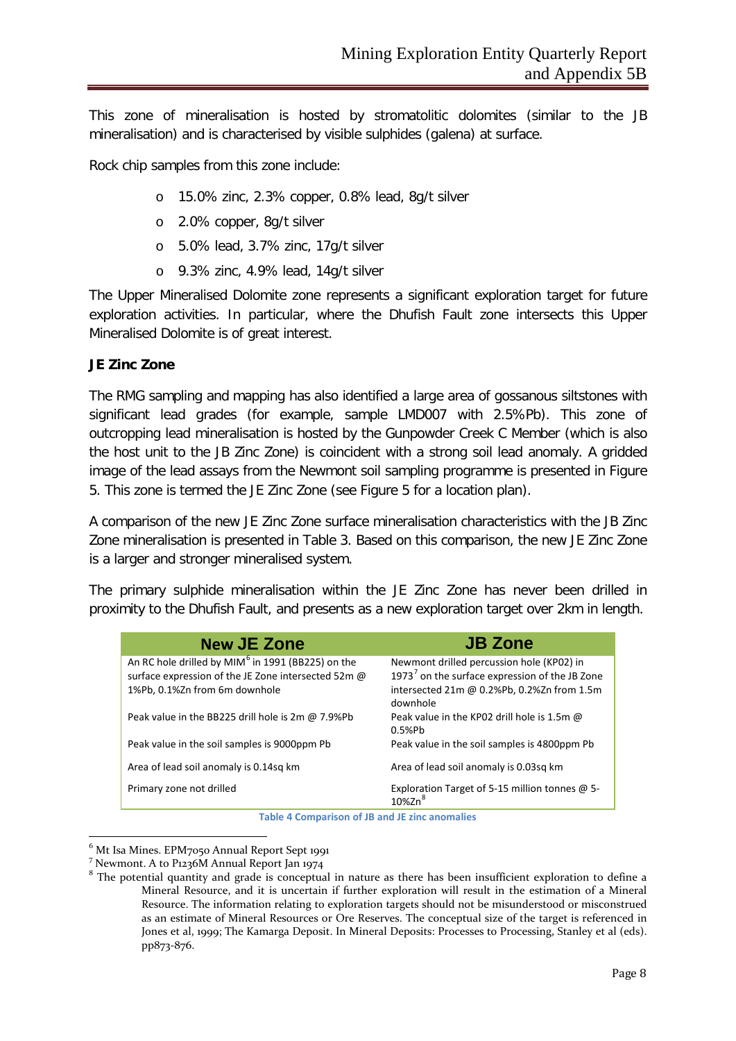This zone of mineralisation is hosted by stromatolitic dolomites (similar to the JB mineralisation) and is characterised by visible sulphides (galena) at surface.

Rock chip samples from this zone include:

- 15.0% zinc, 2.3% copper, 0.8% lead, 8g/t silver
- 2.0% copper, 8g/t silver
- 5.0% lead, 3.7% zinc, 17g/t silver
- 9.3% zinc, 4.9% lead, 14g/t silver

The Upper Mineralised Dolomite zone represents a significant exploration target for future exploration activities. In particular, where the Dhufish Fault zone intersects this Upper Mineralised Dolomite is of great interest.

**JE Zinc Zone**

The RMG sampling and mapping has also identified a large area of gossanous siltstones with significant lead grades (for example, sample LMD007 with 2.5%Pb). This zone of outcropping lead mineralisation is hosted by the Gunpowder Creek C Member (which is also the host unit to the JB Zinc Zone) is coincident with a strong soil lead anomaly. A gridded image of the lead assays from the Newmont soil sampling programme is presented in Figure 5. This zone is termed the JE Zinc Zone (see Figure 5 for a location plan).

A comparison of the new JE Zinc Zone surface mineralisation characteristics with the JB Zinc Zone mineralisation is presented in Table 3. Based on this comparison, the new JE Zinc Zone is a larger and stronger mineralised system.

The primary sulphide mineralisation within the JE Zinc Zone has never been drilled in proximity to the Dhufish Fault, and presents as a new exploration target over 2km in length.

| New JE Zone | JB Zone |
|---|---|
| An RC hole drilled by MIM[6] in 1991 (BB225) on the surface expression of the JE Zone intersected 52m @ 1%Pb, 0.1%Zn from 6m downhole | Newmont drilled percussion hole (KP02) in 1973[7] on the surface expression of the JB Zone intersected 21m @ 0.2%Pb, 0.2%Zn from 1.5m downhole |
| Peak value in the BB225 drill hole is 2m @ 7.9%Pb | Peak value in the KP02 drill hole is 1.5m @ 0.5%Pb |
| Peak value in the soil samples is 9000ppm Pb | Peak value in the soil samples is 4800ppm Pb |
| Area of lead soil anomaly is 0.14sq km | Area of lead soil anomaly is 0.03sq km |
| Primary zone not drilled | Exploration Target of 5-15 million tonnes @ 5-10%Zn[8] |

Table 4 Comparison of JB and JE zinc anomalies

---

[6] Mt Isa Mines. EPM7050 Annual Report Sept 1991

[7] Newmont. A to P1236M Annual Report Jan 1974

[8] The potential quantity and grade is conceptual in nature as there has been insufficient exploration to define a Mineral Resource, and it is uncertain if further exploration will result in the estimation of a Mineral Resource. The information relating to exploration targets should not be misunderstood or misconstrued as an estimate of Mineral Resources or Ore Reserves. The conceptual size of the target is referenced in Jones et al, 1999; The Kamarga Deposit. In Mineral Deposits: Processes to Processing, Stanley et al (eds). pp873-876.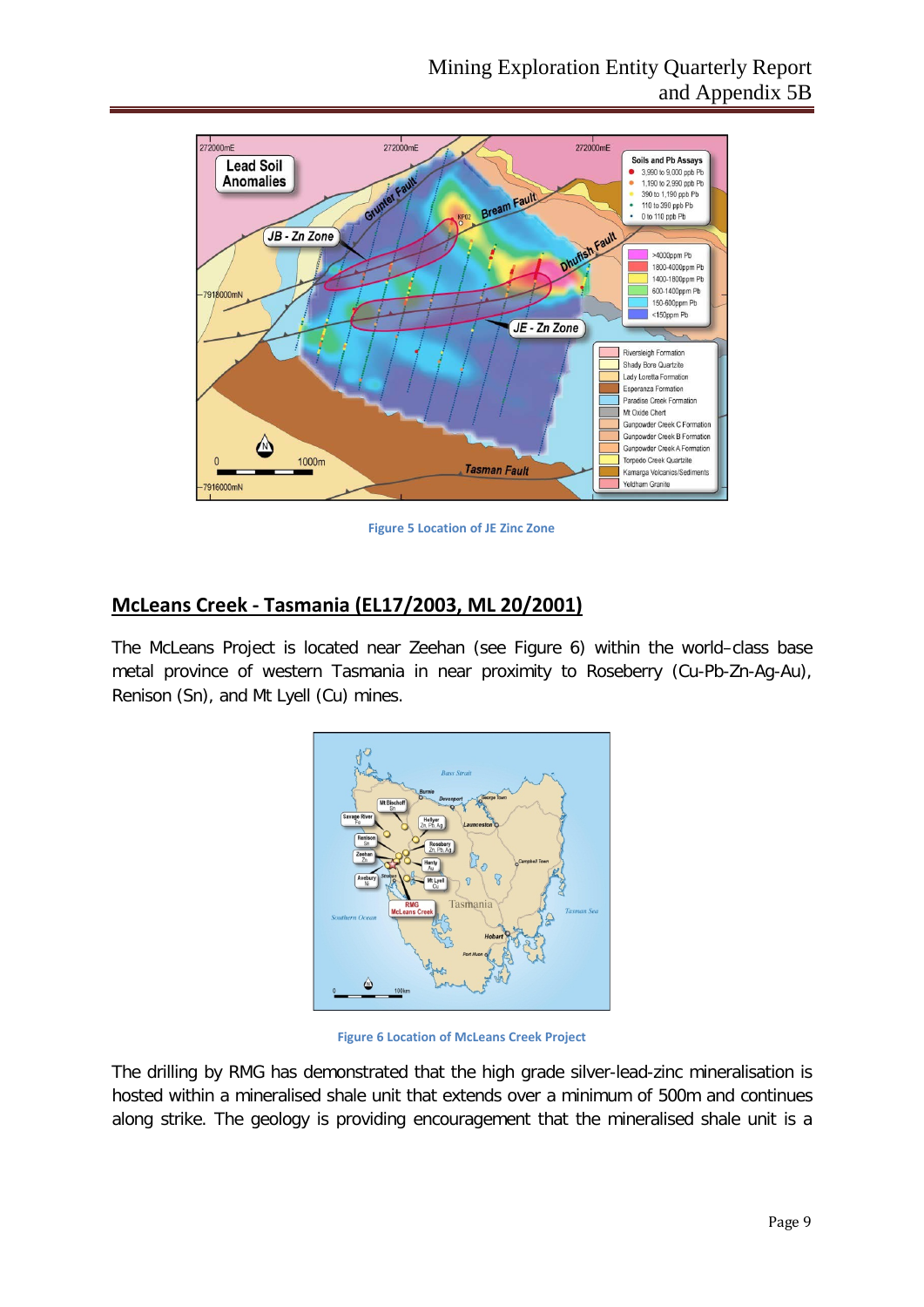Figure 5 Location of JE Zinc Zone

## McLeans Creek - Tasmania (EL17/2003, ML 20/2001)

The McLeans Project is located near Zeehan (see Figure 6) within the world–class base metal province of western Tasmania in near proximity to Roseberry (Cu-Pb-Zn-Ag-Au), Renison (Sn), and Mt Lyell (Cu) mines.

Figure 6 Location of McLeans Creek Project

The drilling by RMG has demonstrated that the high grade silver-lead-zinc mineralisation is hosted within a mineralised shale unit that extends over a minimum of 500m and continues along strike. The geology is providing encouragement that the mineralised shale unit is a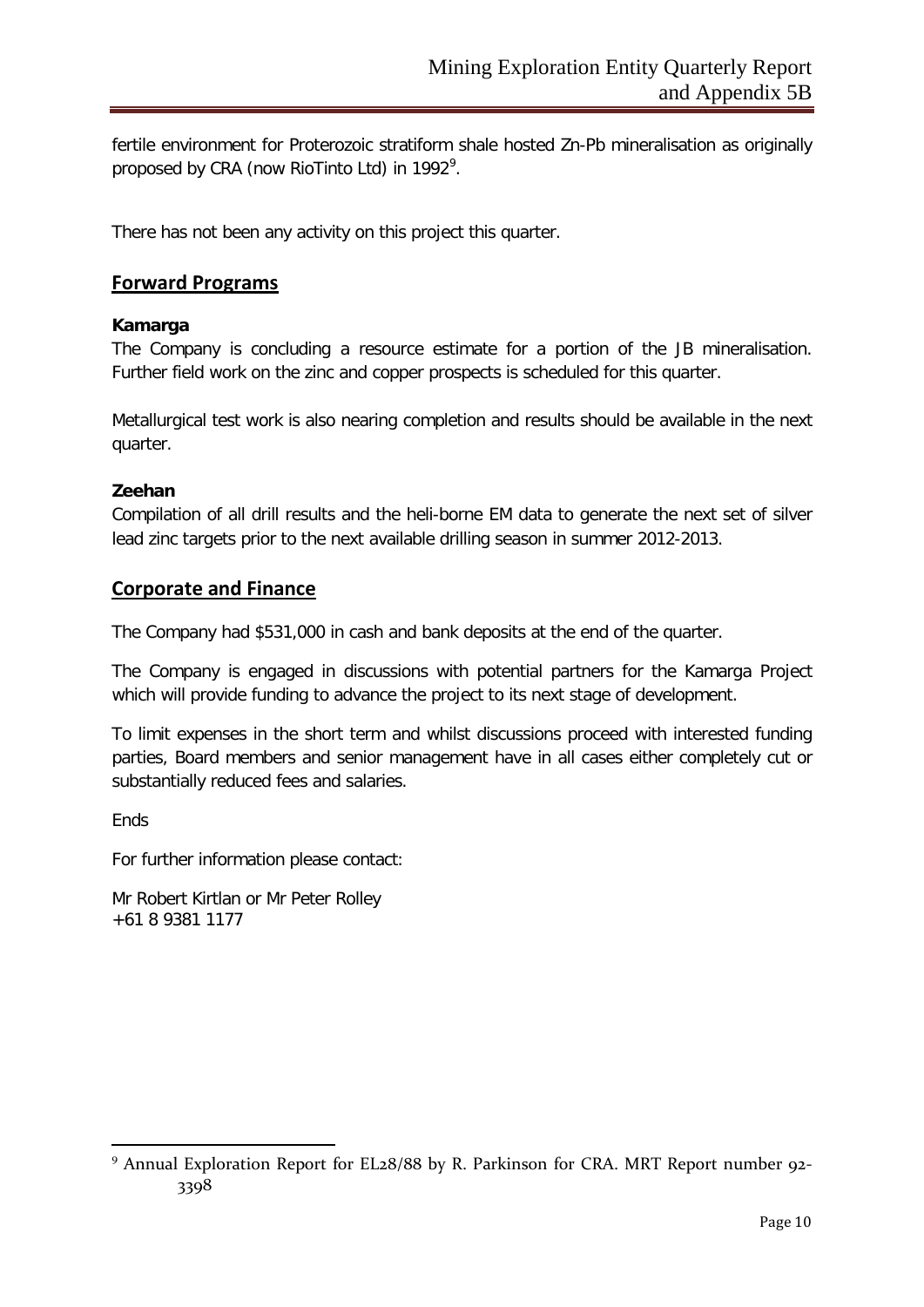fertile environment for Proterozoic stratiform shale hosted Zn-Pb mineralisation as originally proposed by CRA (now RioTinto Ltd) in 1992[9].

There has not been any activity on this project this quarter.

## Forward Programs

**Kamarga**

The Company is concluding a resource estimate for a portion of the JB mineralisation. Further field work on the zinc and copper prospects is scheduled for this quarter.

Metallurgical test work is also nearing completion and results should be available in the next quarter.

**Zeehan**

Compilation of all drill results and the heli-borne EM data to generate the next set of silver lead zinc targets prior to the next available drilling season in summer 2012-2013.

## Corporate and Finance

The Company had $531,000 in cash and bank deposits at the end of the quarter.

The Company is engaged in discussions with potential partners for the Kamarga Project which will provide funding to advance the project to its next stage of development.

To limit expenses in the short term and whilst discussions proceed with interested funding parties, Board members and senior management have in all cases either completely cut or substantially reduced fees and salaries.

Ends

For further information please contact:

Mr Robert Kirtlan or Mr Peter Rolley
+61 8 9381 1177

---

[9] Annual Exploration Report for EL28/88 by R. Parkinson for CRA. MRT Report number 92-3398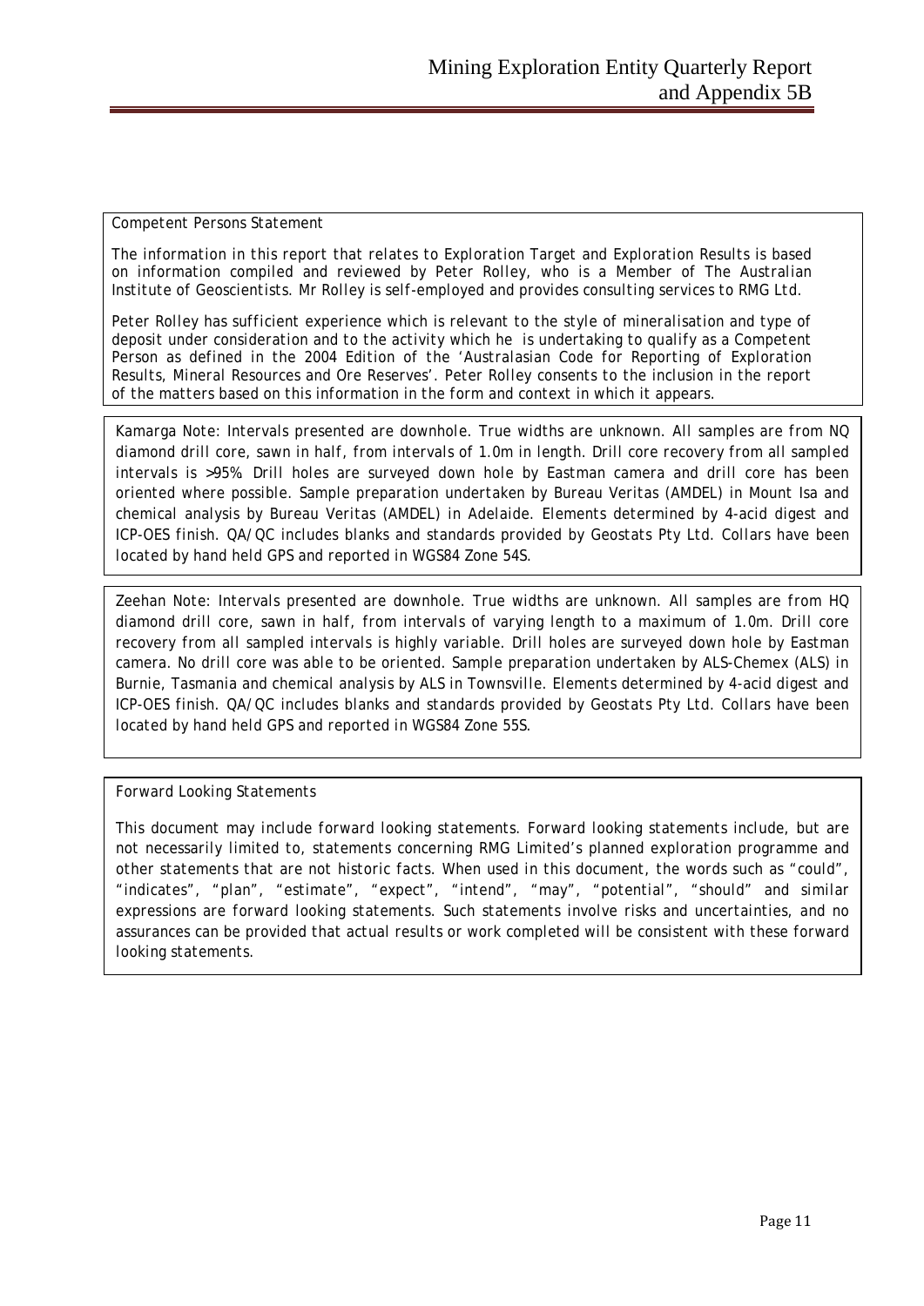Competent Persons Statement

The information in this report that relates to Exploration Target and Exploration Results is based on information compiled and reviewed by Peter Rolley, who is a Member of The Australian Institute of Geoscientists. Mr Rolley is self-employed and provides consulting services to RMG Ltd.

Peter Rolley has sufficient experience which is relevant to the style of mineralisation and type of deposit under consideration and to the activity which he is undertaking to qualify as a Competent Person as defined in the 2004 Edition of the 'Australasian Code for Reporting of Exploration Results, Mineral Resources and Ore Reserves'. Peter Rolley consents to the inclusion in the report of the matters based on this information in the form and context in which it appears.

Kamarga Note: Intervals presented are downhole. True widths are unknown. All samples are from NQ diamond drill core, sawn in half, from intervals of 1.0m in length. Drill core recovery from all sampled intervals is >95%. Drill holes are surveyed down hole by Eastman camera and drill core has been oriented where possible. Sample preparation undertaken by Bureau Veritas (AMDEL) in Mount Isa and chemical analysis by Bureau Veritas (AMDEL) in Adelaide. Elements determined by 4-acid digest and ICP-OES finish. QA/QC includes blanks and standards provided by Geostats Pty Ltd. Collars have been located by hand held GPS and reported in WGS84 Zone 54S.

Zeehan Note: Intervals presented are downhole. True widths are unknown. All samples are from HQ diamond drill core, sawn in half, from intervals of varying length to a maximum of 1.0m. Drill core recovery from all sampled intervals is highly variable. Drill holes are surveyed down hole by Eastman camera. No drill core was able to be oriented. Sample preparation undertaken by ALS-Chemex (ALS) in Burnie, Tasmania and chemical analysis by ALS in Townsville. Elements determined by 4-acid digest and ICP-OES finish. QA/QC includes blanks and standards provided by Geostats Pty Ltd. Collars have been located by hand held GPS and reported in WGS84 Zone 55S.

Forward Looking Statements

This document may include forward looking statements. Forward looking statements include, but are not necessarily limited to, statements concerning RMG Limited's planned exploration programme and other statements that are not historic facts. When used in this document, the words such as "could", "indicates", "plan", "estimate", "expect", "intend", "may", "potential", "should" and similar expressions are forward looking statements. Such statements involve risks and uncertainties, and no assurances can be provided that actual results or work completed will be consistent with these forward looking statements.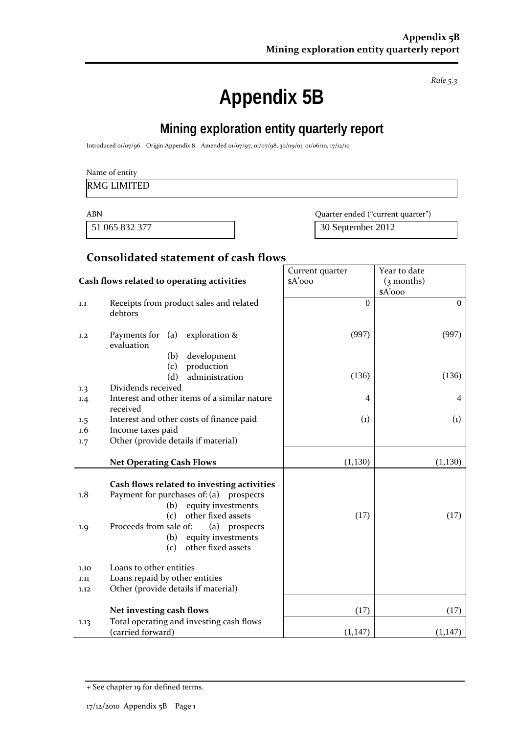*Rule 5.3*

# Appendix 5B

## Mining exploration entity quarterly report

Introduced 01/07/96 Origin Appendix 8 Amended 01/07/97, 01/07/98, 30/09/01, 01/06/10, 17/12/10

Name of entity

RMG LIMITED

| ABN | Quarter ended ("current quarter") |
|---|---|
| 51 065 832 377 | 30 September 2012 |

### Consolidated statement of cash flows

| | Cash flows related to operating activities | Current quarter $A'000 | Year to date (3 months) $A'000 |
|---|---|---|---|
| 1.1 | Receipts from product sales and related debtors | 0 | 0 |
| 1.2 | Payments for (a) exploration & evaluation | (997) | (997) |
| | (b) development | | |
| | (c) production | | |
| | (d) administration | (136) | (136) |
| 1.3 | Dividends received | | |
| 1.4 | Interest and other items of a similar nature received | 4 | 4 |
| 1.5 | Interest and other costs of finance paid | (1) | (1) |
| 1.6 | Income taxes paid | | |
| 1.7 | Other (provide details if material) | | |
| | **Net Operating Cash Flows** | (1,130) | (1,130) |
| | **Cash flows related to investing activities** | | |
| 1.8 | Payment for purchases of: (a) prospects | | |
| | (b) equity investments | | |
| | (c) other fixed assets | (17) | (17) |
| 1.9 | Proceeds from sale of: (a) prospects | | |
| | (b) equity investments | | |
| | (c) other fixed assets | | |
| 1.10 | Loans to other entities | | |
| 1.11 | Loans repaid by other entities | | |
| 1.12 | Other (provide details if material) | | |
| | **Net investing cash flows** | (17) | (17) |
| 1.13 | Total operating and investing cash flows (carried forward) | (1,147) | (1,147) |

+ See chapter 19 for defined terms.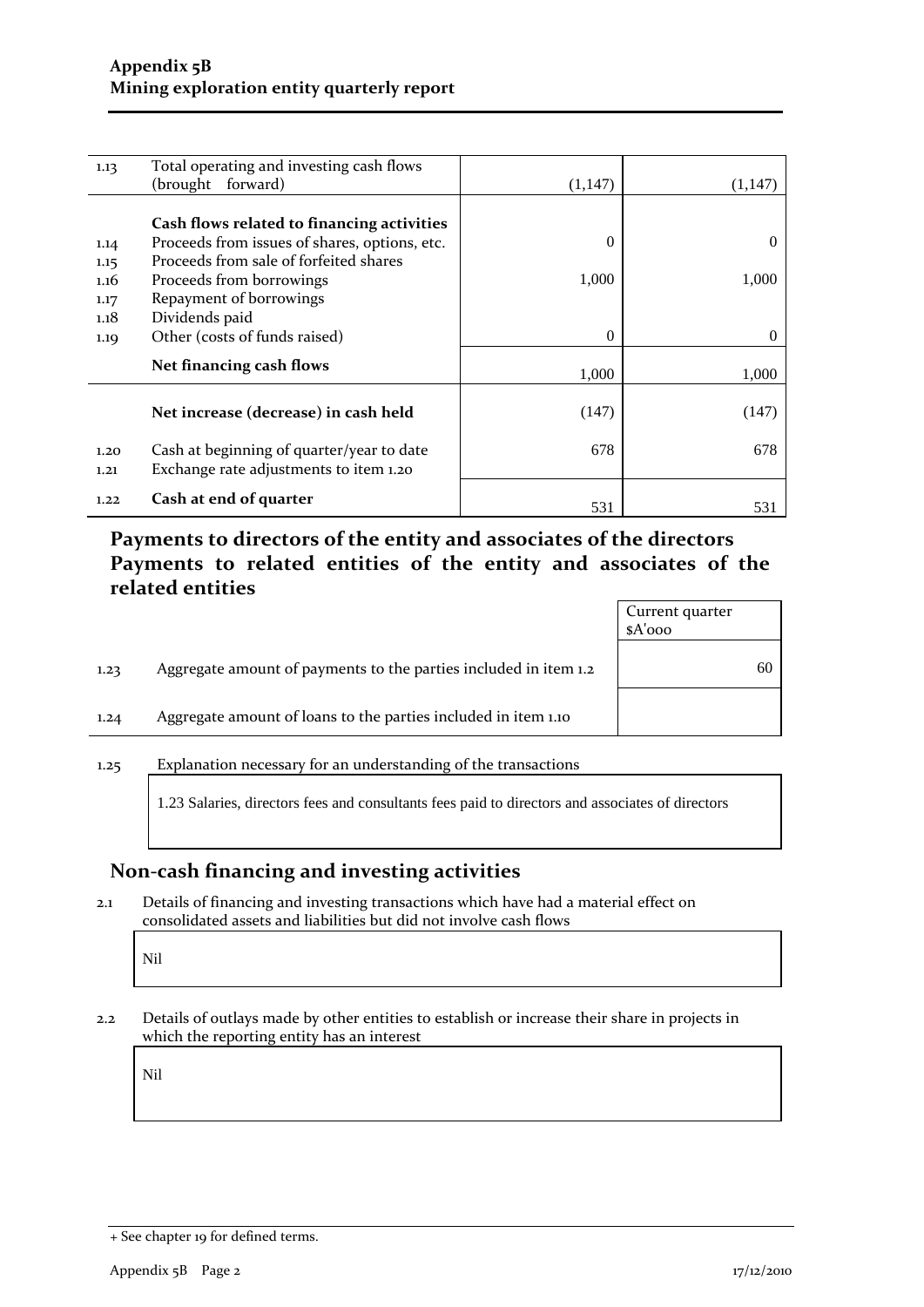| | | | |
|---|---|---|---|
| 1.13 | Total operating and investing cash flows (brought forward) | (1,147) | (1,147) |
| | **Cash flows related to financing activities** | | |
| 1.14 | Proceeds from issues of shares, options, etc. | 0 | 0 |
| 1.15 | Proceeds from sale of forfeited shares | | |
| 1.16 | Proceeds from borrowings | 1,000 | 1,000 |
| 1.17 | Repayment of borrowings | | |
| 1.18 | Dividends paid | | |
| 1.19 | Other (costs of funds raised) | 0 | 0 |
| | **Net financing cash flows** | 1,000 | 1,000 |
| | **Net increase (decrease) in cash held** | (147) | (147) |
| 1.20 | Cash at beginning of quarter/year to date | 678 | 678 |
| 1.21 | Exchange rate adjustments to item 1.20 | | |
| 1.22 | **Cash at end of quarter** | 531 | 531 |

## Payments to directors of the entity and associates of the directors Payments to related entities of the entity and associates of the related entities

| | | Current quarter $A'000 |
|---|---|---|
| 1.23 | Aggregate amount of payments to the parties included in item 1.2 | 60 |
| 1.24 | Aggregate amount of loans to the parties included in item 1.10 | |

1.25 Explanation necessary for an understanding of the transactions

1.23 Salaries, directors fees and consultants fees paid to directors and associates of directors

## Non-cash financing and investing activities

2.1 Details of financing and investing transactions which have had a material effect on consolidated assets and liabilities but did not involve cash flows

Nil

2.2 Details of outlays made by other entities to establish or increase their share in projects in which the reporting entity has an interest

Nil

+ See chapter 19 for defined terms.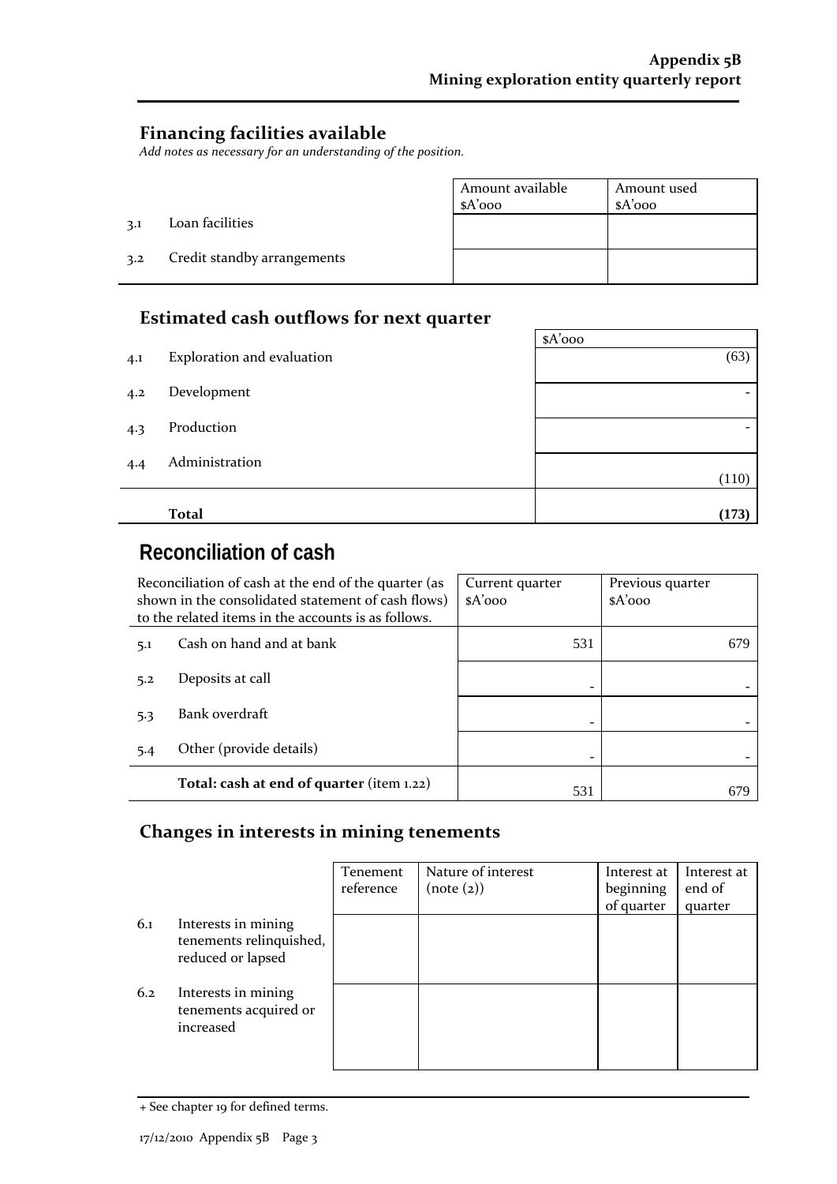## Financing facilities available

*Add notes as necessary for an understanding of the position.*

| | | Amount available $A'000 | Amount used $A'000 |
|---|---|---|---|
| 3.1 | Loan facilities | | |
| 3.2 | Credit standby arrangements | | |

## Estimated cash outflows for next quarter

| | | $A'000 |
|---|---|---|
| 4.1 | Exploration and evaluation | (63) |
| 4.2 | Development | - |
| 4.3 | Production | - |
| 4.4 | Administration | (110) |
| | **Total** | **(173)** |

# Reconciliation of cash

| Reconciliation of cash at the end of the quarter (as shown in the consolidated statement of cash flows) to the related items in the accounts is as follows. | | Current quarter $A'000 | Previous quarter $A'000 |
|---|---|---|---|
| 5.1 | Cash on hand and at bank | 531 | 679 |
| 5.2 | Deposits at call | - | - |
| 5.3 | Bank overdraft | - | - |
| 5.4 | Other (provide details) | - | - |
| | **Total: cash at end of quarter** (item 1.22) | 531 | 679 |

## Changes in interests in mining tenements

| | | Tenement reference | Nature of interest (note (2)) | Interest at beginning of quarter | Interest at end of quarter |
|---|---|---|---|---|---|
| 6.1 | Interests in mining tenements relinquished, reduced or lapsed | | | | |
| 6.2 | Interests in mining tenements acquired or increased | | | | |

+ See chapter 19 for defined terms.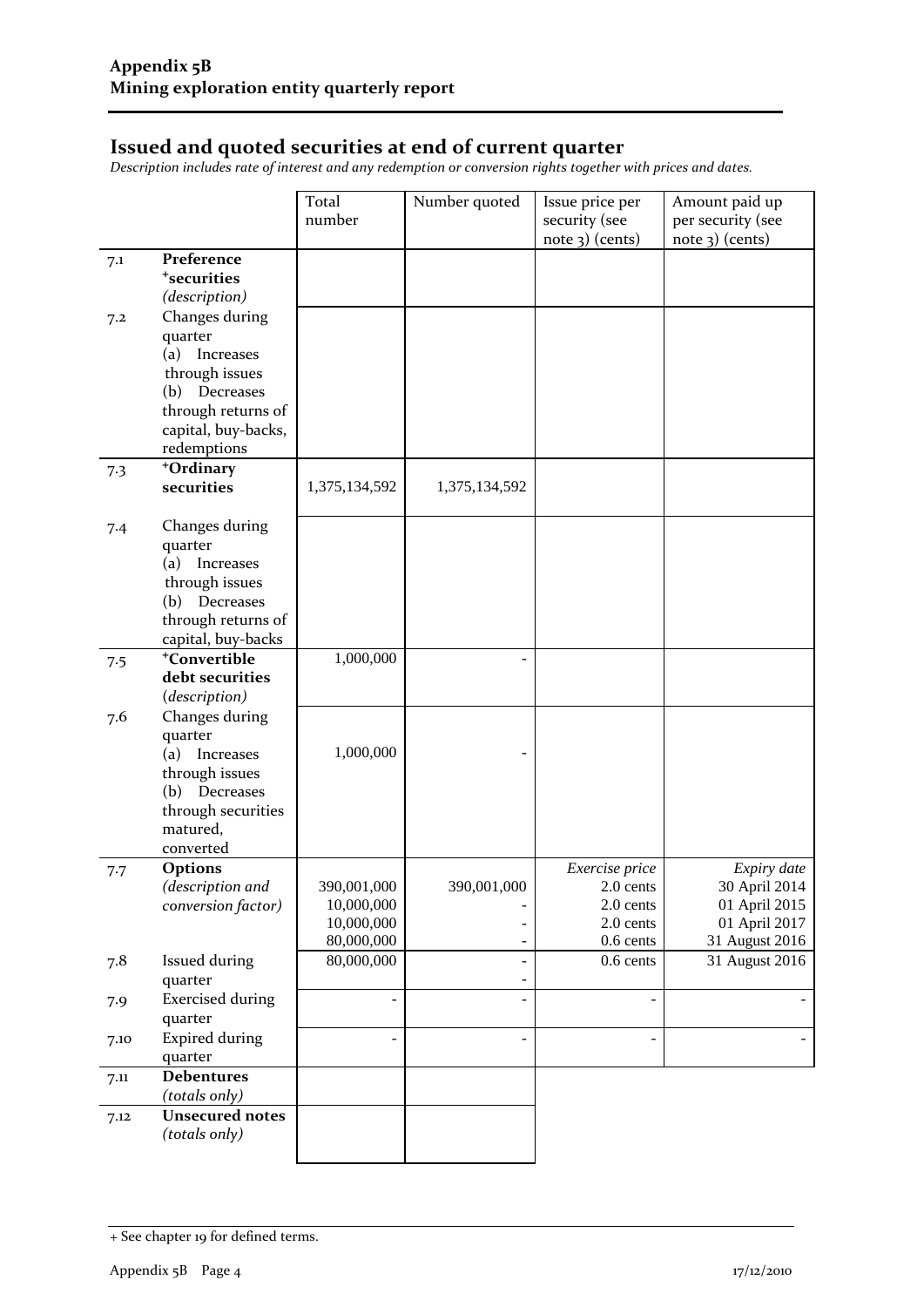## Issued and quoted securities at end of current quarter

*Description includes rate of interest and any redemption or conversion rights together with prices and dates.*

| | | Total number | Number quoted | Issue price per security (see note 3) (cents) | Amount paid up per security (see note 3) (cents) |
|---|---|---|---|---|---|
| 7.1 | **Preference +securities** *(description)* | | | | |
| 7.2 | Changes during quarter (a) Increases through issues (b) Decreases through returns of capital, buy-backs, redemptions | | | | |
| 7.3 | **+Ordinary securities** | 1,375,134,592 | 1,375,134,592 | | |
| 7.4 | Changes during quarter (a) Increases through issues (b) Decreases through returns of capital, buy-backs | | | | |
| 7.5 | **+Convertible debt securities** *(description)* | 1,000,000 | - | | |
| 7.6 | Changes during quarter (a) Increases through issues (b) Decreases through securities matured, converted | 1,000,000 | - | | |
| 7.7 | **Options** *(description and conversion factor)* | 390,001,000<br>10,000,000<br>10,000,000<br>80,000,000 | 390,001,000<br>-<br>-<br>- | *Exercise price*<br>2.0 cents<br>2.0 cents<br>2.0 cents<br>0.6 cents | *Expiry date*<br>30 April 2014<br>01 April 2015<br>01 April 2017<br>31 August 2016 |
| 7.8 | Issued during quarter | 80,000,000 | -<br>- | 0.6 cents | 31 August 2016 |
| 7.9 | Exercised during quarter | - | - | - | - |
| 7.10 | Expired during quarter | - | - | - | - |
| 7.11 | **Debentures** *(totals only)* | | | | |
| 7.12 | **Unsecured notes** *(totals only)* | | | | |

+ See chapter 19 for defined terms.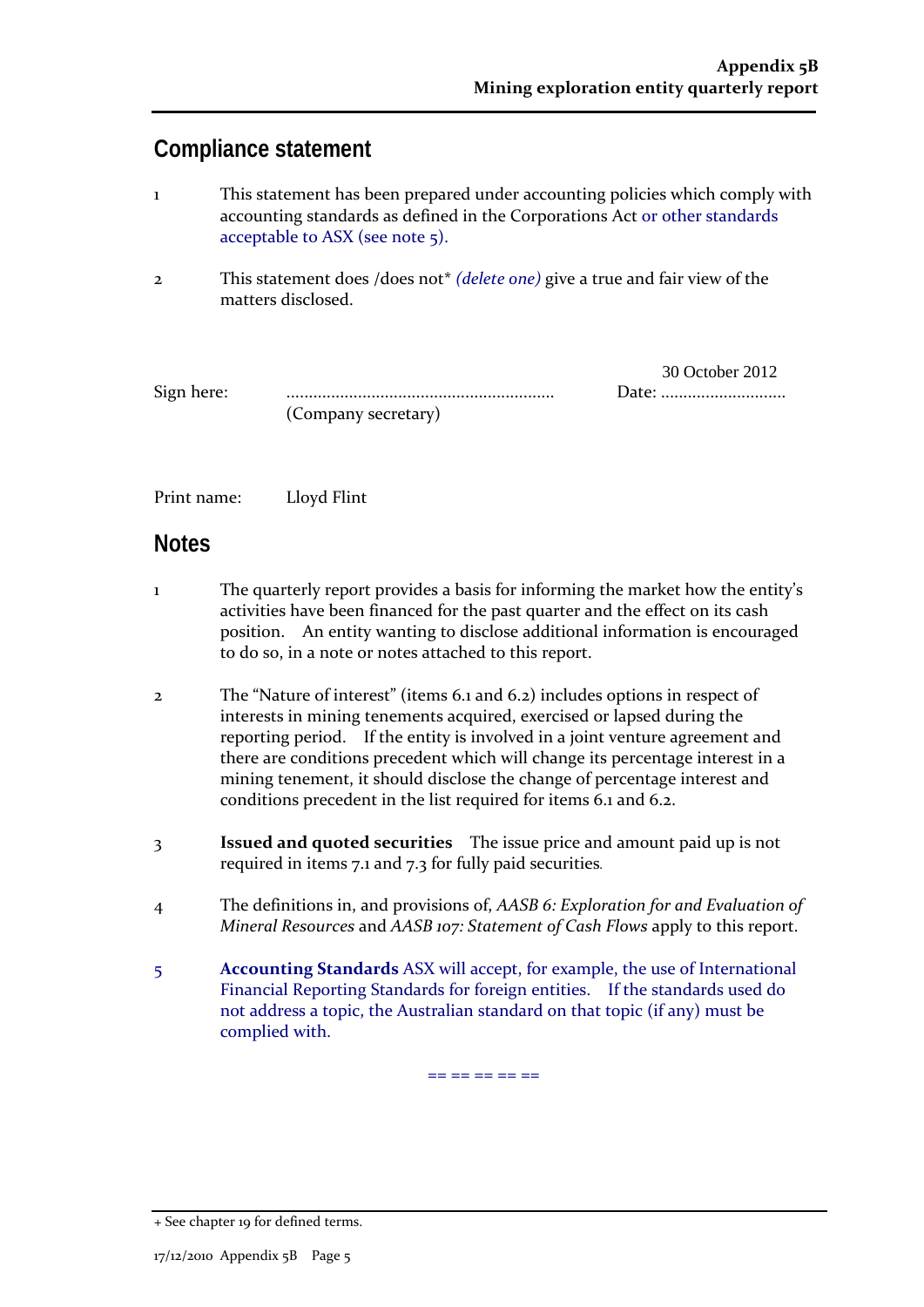## Compliance statement

1. This statement has been prepared under accounting policies which comply with accounting standards as defined in the Corporations Act or other standards acceptable to ASX (see note 5).

2. This statement does /does not* *(delete one)* give a true and fair view of the matters disclosed.

Sign here: ............................................................ (Company secretary)

Date: 30 October 2012

Print name: Lloyd Flint

## Notes

1. The quarterly report provides a basis for informing the market how the entity's activities have been financed for the past quarter and the effect on its cash position. An entity wanting to disclose additional information is encouraged to do so, in a note or notes attached to this report.

2. The "Nature of interest" (items 6.1 and 6.2) includes options in respect of interests in mining tenements acquired, exercised or lapsed during the reporting period. If the entity is involved in a joint venture agreement and there are conditions precedent which will change its percentage interest in a mining tenement, it should disclose the change of percentage interest and conditions precedent in the list required for items 6.1 and 6.2.

3. **Issued and quoted securities** The issue price and amount paid up is not required in items 7.1 and 7.3 for fully paid securities.

4. The definitions in, and provisions of, *AASB 6: Exploration for and Evaluation of Mineral Resources* and *AASB 107: Statement of Cash Flows* apply to this report.

5. **Accounting Standards** ASX will accept, for example, the use of International Financial Reporting Standards for foreign entities. If the standards used do not address a topic, the Australian standard on that topic (if any) must be complied with.

== == == == ==

+ See chapter 19 for defined terms.